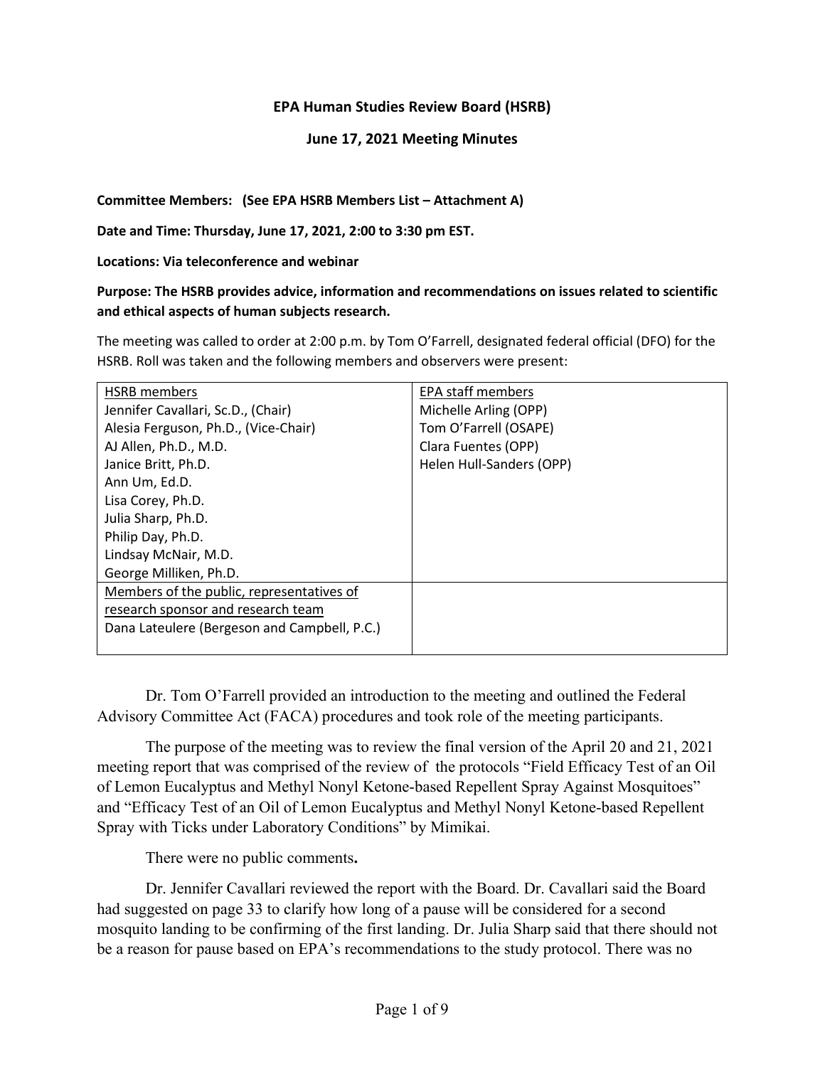**EPA Human Studies Review Board (HSRB)**

**June 17, 2021 Meeting Minutes**

**Committee Members: (See EPA HSRB Members List – Attachment A)**

**Date and Time: Thursday, June 17, 2021, 2:00 to 3:30 pm EST.**

**Locations: Via teleconference and webinar**

**Purpose: The HSRB provides advice, information and recommendations on issues related to scientific and ethical aspects of human subjects research.**

The meeting was called to order at 2:00 p.m. by Tom O'Farrell, designated federal official (DFO) for the HSRB. Roll was taken and the following members and observers were present:

| HSRB members | EPA staff members |
|---|---|
| Jennifer Cavallari, Sc.D., (Chair)<br>Alesia Ferguson, Ph.D., (Vice-Chair)<br>AJ Allen, Ph.D., M.D.<br>Janice Britt, Ph.D.<br>Ann Um, Ed.D.<br>Lisa Corey, Ph.D.<br>Julia Sharp, Ph.D.<br>Philip Day, Ph.D.<br>Lindsay McNair, M.D.<br>George Milliken, Ph.D. | Michelle Arling (OPP)<br>Tom O'Farrell (OSAPE)<br>Clara Fuentes (OPP)<br>Helen Hull-Sanders (OPP) |
| Members of the public, representatives of research sponsor and research team<br>Dana Lateulere (Bergeson and Campbell, P.C.) | |

Dr. Tom O'Farrell provided an introduction to the meeting and outlined the Federal Advisory Committee Act (FACA) procedures and took role of the meeting participants.

The purpose of the meeting was to review the final version of the April 20 and 21, 2021 meeting report that was comprised of the review of the protocols "Field Efficacy Test of an Oil of Lemon Eucalyptus and Methyl Nonyl Ketone-based Repellent Spray Against Mosquitoes" and "Efficacy Test of an Oil of Lemon Eucalyptus and Methyl Nonyl Ketone-based Repellent Spray with Ticks under Laboratory Conditions" by Mimikai.

There were no public comments**.**

Dr. Jennifer Cavallari reviewed the report with the Board. Dr. Cavallari said the Board had suggested on page 33 to clarify how long of a pause will be considered for a second mosquito landing to be confirming of the first landing. Dr. Julia Sharp said that there should not be a reason for pause based on EPA's recommendations to the study protocol. There was no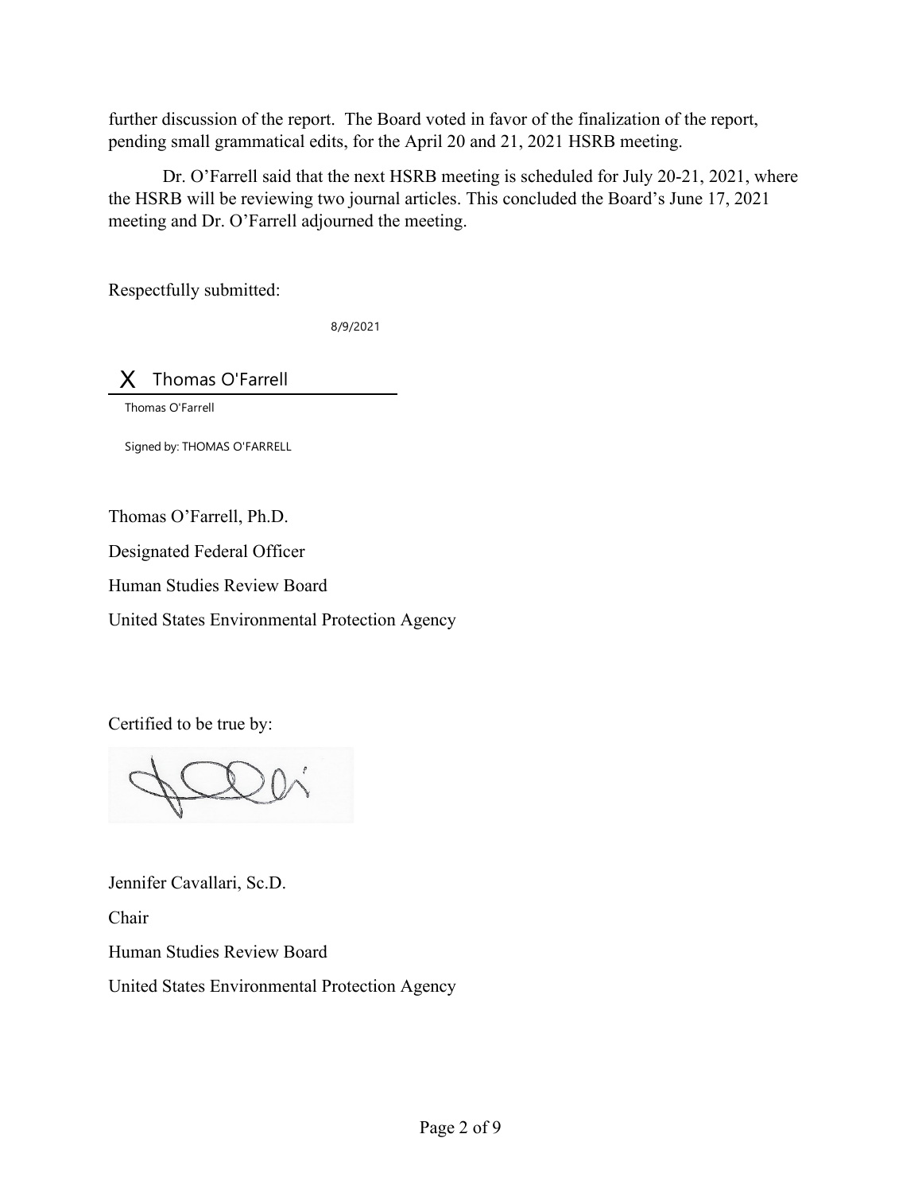further discussion of the report. The Board voted in favor of the finalization of the report, pending small grammatical edits, for the April 20 and 21, 2021 HSRB meeting.

Dr. O'Farrell said that the next HSRB meeting is scheduled for July 20-21, 2021, where the HSRB will be reviewing two journal articles. This concluded the Board's June 17, 2021 meeting and Dr. O'Farrell adjourned the meeting.

Respectfully submitted:

8/9/2021

X Thomas O'Farrell

Thomas O'Farrell

Signed by: THOMAS O'FARRELL

Thomas O'Farrell, Ph.D.

Designated Federal Officer

Human Studies Review Board

United States Environmental Protection Agency

Certified to be true by:

Jennifer Cavallari, Sc.D.

Chair

Human Studies Review Board

United States Environmental Protection Agency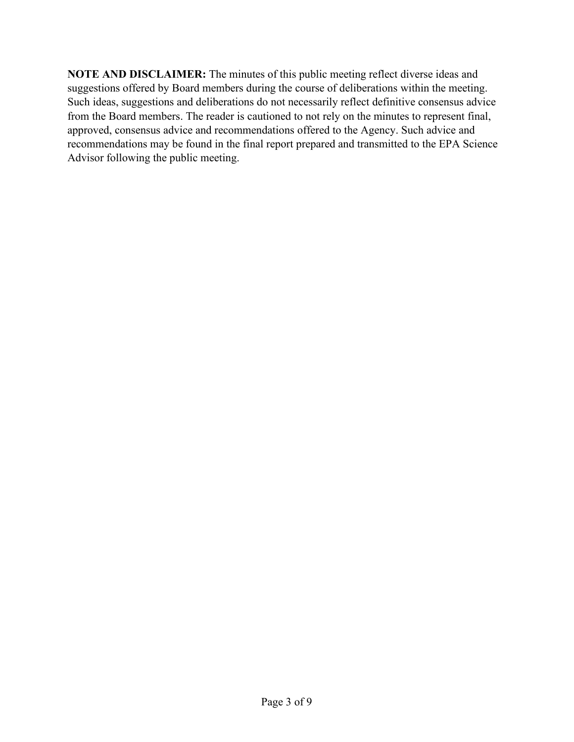**NOTE AND DISCLAIMER:** The minutes of this public meeting reflect diverse ideas and suggestions offered by Board members during the course of deliberations within the meeting. Such ideas, suggestions and deliberations do not necessarily reflect definitive consensus advice from the Board members. The reader is cautioned to not rely on the minutes to represent final, approved, consensus advice and recommendations offered to the Agency. Such advice and recommendations may be found in the final report prepared and transmitted to the EPA Science Advisor following the public meeting.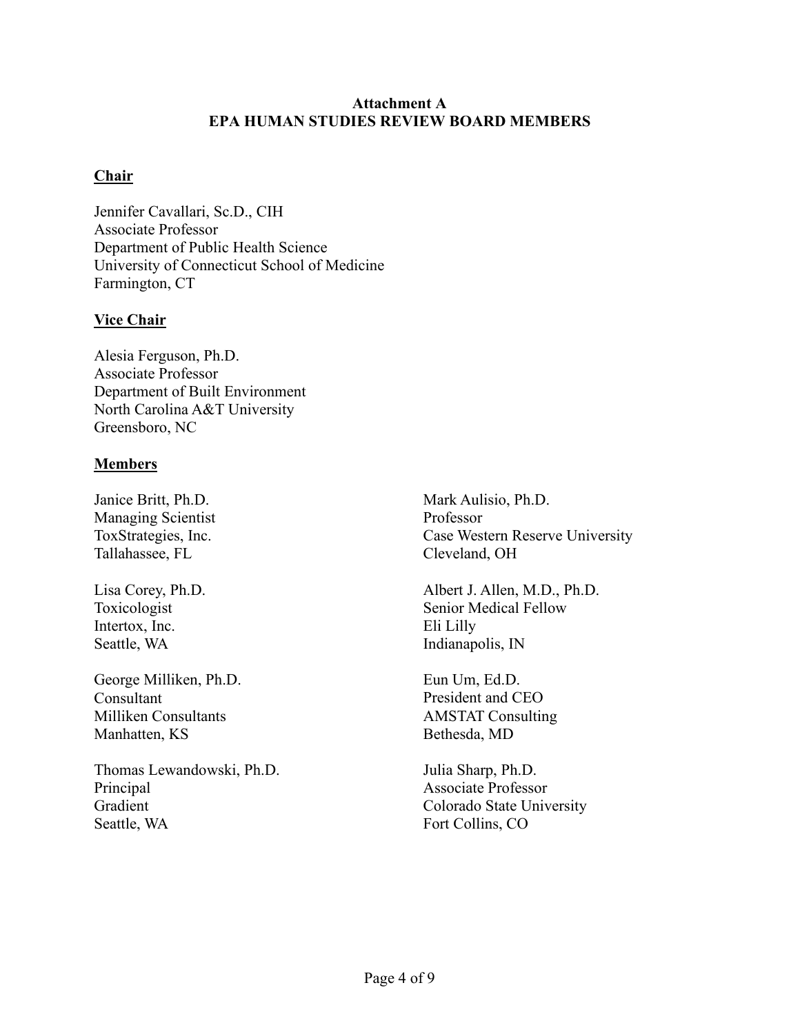**Attachment A**
**EPA HUMAN STUDIES REVIEW BOARD MEMBERS**

**Chair**

Jennifer Cavallari, Sc.D., CIH
Associate Professor
Department of Public Health Science
University of Connecticut School of Medicine
Farmington, CT

**Vice Chair**

Alesia Ferguson, Ph.D.
Associate Professor
Department of Built Environment
North Carolina A&T University
Greensboro, NC

**Members**

Janice Britt, Ph.D.
Managing Scientist
ToxStrategies, Inc.
Tallahassee, FL

Lisa Corey, Ph.D.
Toxicologist
Intertox, Inc.
Seattle, WA

George Milliken, Ph.D.
Consultant
Milliken Consultants
Manhatten, KS

Thomas Lewandowski, Ph.D.
Principal
Gradient
Seattle, WA

Mark Aulisio, Ph.D.
Professor
Case Western Reserve University
Cleveland, OH

Albert J. Allen, M.D., Ph.D.
Senior Medical Fellow
Eli Lilly
Indianapolis, IN

Eun Um, Ed.D.
President and CEO
AMSTAT Consulting
Bethesda, MD

Julia Sharp, Ph.D.
Associate Professor
Colorado State University
Fort Collins, CO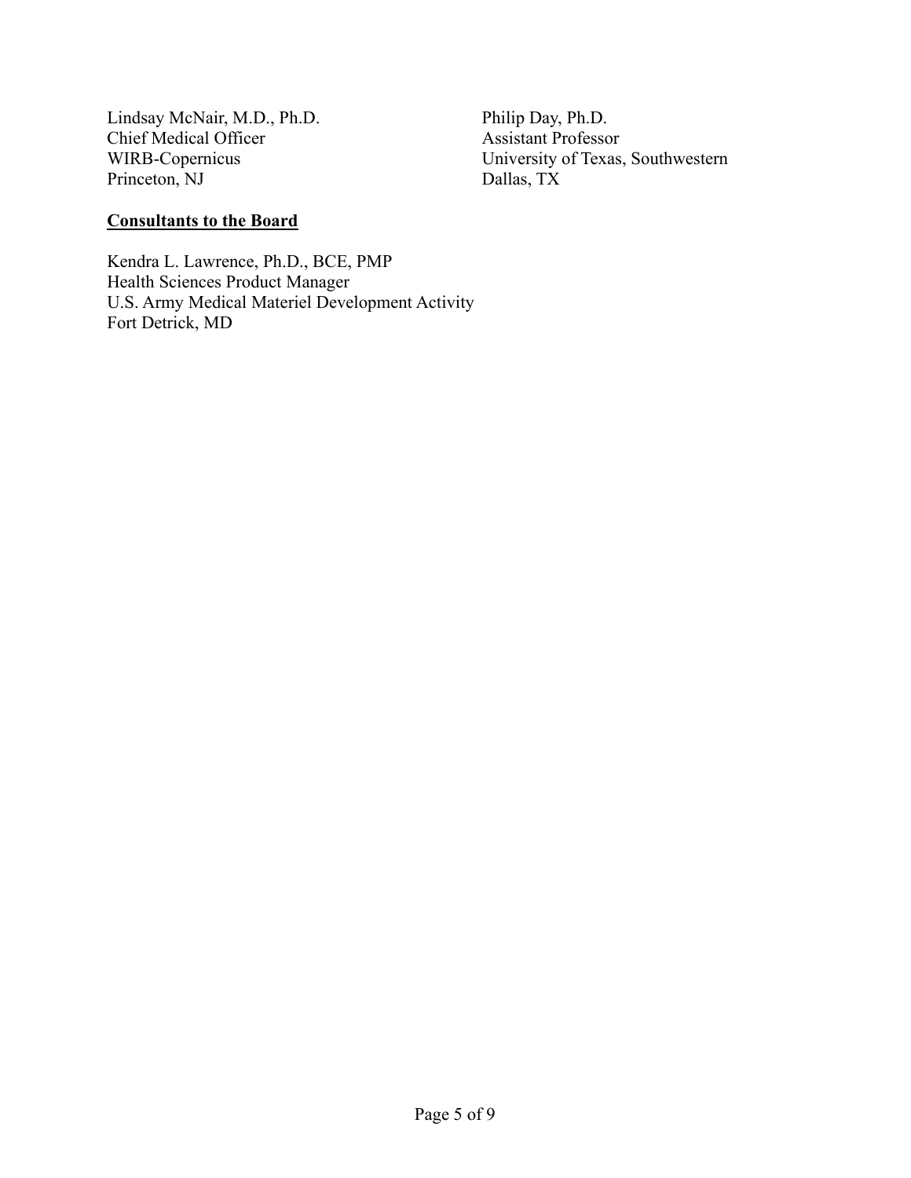Lindsay McNair, M.D., Ph.D.
Chief Medical Officer
WIRB-Copernicus
Princeton, NJ

Philip Day, Ph.D.
Assistant Professor
University of Texas, Southwestern
Dallas, TX

**Consultants to the Board**

Kendra L. Lawrence, Ph.D., BCE, PMP
Health Sciences Product Manager
U.S. Army Medical Materiel Development Activity
Fort Detrick, MD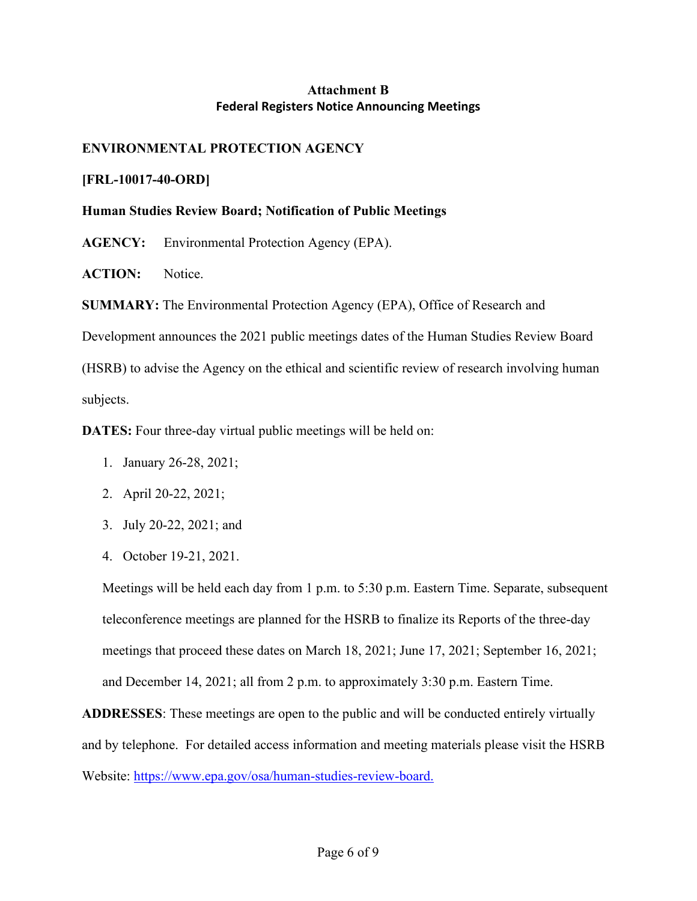**Attachment B**
**Federal Registers Notice Announcing Meetings**

**ENVIRONMENTAL PROTECTION AGENCY**

**[FRL-10017-40-ORD]**

**Human Studies Review Board; Notification of Public Meetings**

**AGENCY:** Environmental Protection Agency (EPA).

**ACTION:** Notice.

**SUMMARY:** The Environmental Protection Agency (EPA), Office of Research and Development announces the 2021 public meetings dates of the Human Studies Review Board (HSRB) to advise the Agency on the ethical and scientific review of research involving human subjects.

**DATES:** Four three-day virtual public meetings will be held on:

1. January 26-28, 2021;
2. April 20-22, 2021;
3. July 20-22, 2021; and
4. October 19-21, 2021.

Meetings will be held each day from 1 p.m. to 5:30 p.m. Eastern Time. Separate, subsequent teleconference meetings are planned for the HSRB to finalize its Reports of the three-day meetings that proceed these dates on March 18, 2021; June 17, 2021; September 16, 2021; and December 14, 2021; all from 2 p.m. to approximately 3:30 p.m. Eastern Time.

**ADDRESSES**: These meetings are open to the public and will be conducted entirely virtually and by telephone. For detailed access information and meeting materials please visit the HSRB Website: https://www.epa.gov/osa/human-studies-review-board.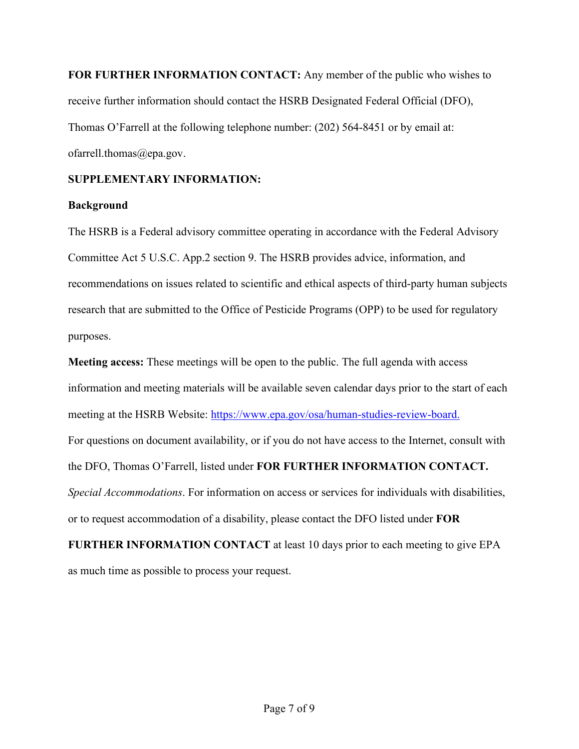**FOR FURTHER INFORMATION CONTACT:** Any member of the public who wishes to receive further information should contact the HSRB Designated Federal Official (DFO), Thomas O'Farrell at the following telephone number: (202) 564-8451 or by email at: ofarrell.thomas@epa.gov.

**SUPPLEMENTARY INFORMATION:**

**Background**

The HSRB is a Federal advisory committee operating in accordance with the Federal Advisory Committee Act 5 U.S.C. App.2 section 9. The HSRB provides advice, information, and recommendations on issues related to scientific and ethical aspects of third-party human subjects research that are submitted to the Office of Pesticide Programs (OPP) to be used for regulatory purposes.

**Meeting access:** These meetings will be open to the public. The full agenda with access information and meeting materials will be available seven calendar days prior to the start of each meeting at the HSRB Website: [https://www.epa.gov/osa/human-studies-review-board.](https://www.epa.gov/osa/human-studies-review-board)

For questions on document availability, or if you do not have access to the Internet, consult with the DFO, Thomas O'Farrell, listed under **FOR FURTHER INFORMATION CONTACT.**

*Special Accommodations*. For information on access or services for individuals with disabilities, or to request accommodation of a disability, please contact the DFO listed under **FOR FURTHER INFORMATION CONTACT** at least 10 days prior to each meeting to give EPA as much time as possible to process your request.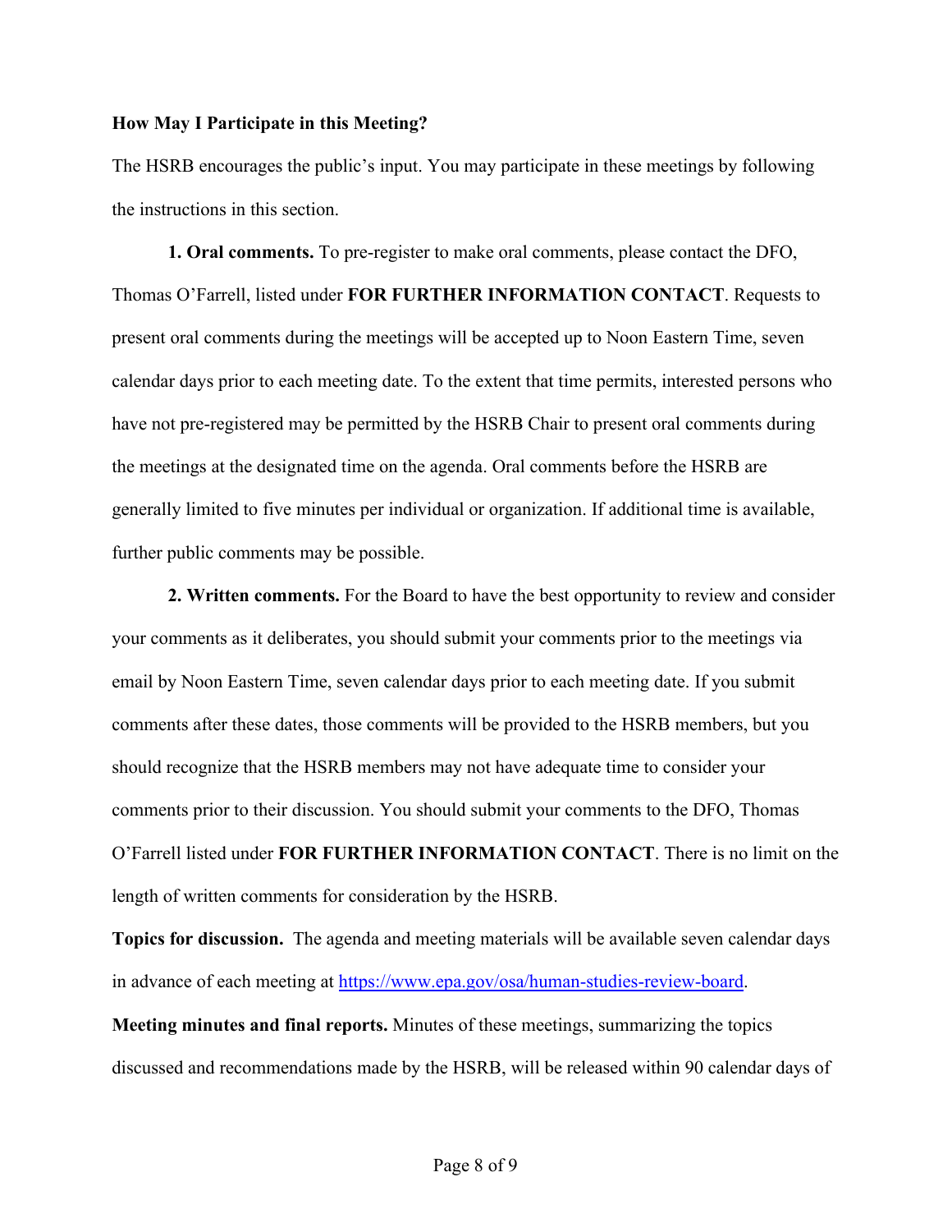**How May I Participate in this Meeting?**

The HSRB encourages the public's input. You may participate in these meetings by following the instructions in this section.

**1. Oral comments.** To pre-register to make oral comments, please contact the DFO, Thomas O'Farrell, listed under **FOR FURTHER INFORMATION CONTACT**. Requests to present oral comments during the meetings will be accepted up to Noon Eastern Time, seven calendar days prior to each meeting date. To the extent that time permits, interested persons who have not pre-registered may be permitted by the HSRB Chair to present oral comments during the meetings at the designated time on the agenda. Oral comments before the HSRB are generally limited to five minutes per individual or organization. If additional time is available, further public comments may be possible.

**2. Written comments.** For the Board to have the best opportunity to review and consider your comments as it deliberates, you should submit your comments prior to the meetings via email by Noon Eastern Time, seven calendar days prior to each meeting date. If you submit comments after these dates, those comments will be provided to the HSRB members, but you should recognize that the HSRB members may not have adequate time to consider your comments prior to their discussion. You should submit your comments to the DFO, Thomas O'Farrell listed under **FOR FURTHER INFORMATION CONTACT**. There is no limit on the length of written comments for consideration by the HSRB.

**Topics for discussion.** The agenda and meeting materials will be available seven calendar days in advance of each meeting at [https://www.epa.gov/osa/human-studies-review-board](https://www.epa.gov/osa/human-studies-review-board).

**Meeting minutes and final reports.** Minutes of these meetings, summarizing the topics discussed and recommendations made by the HSRB, will be released within 90 calendar days of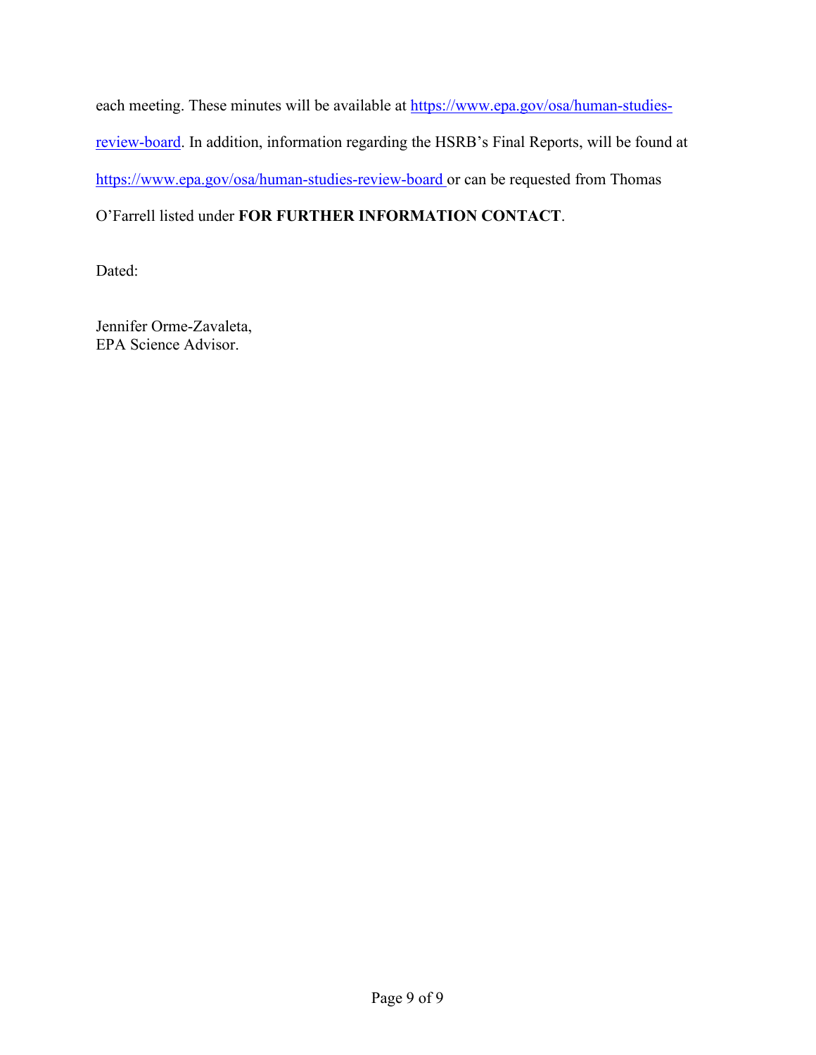each meeting. These minutes will be available at https://www.epa.gov/osa/human-studies-review-board. In addition, information regarding the HSRB's Final Reports, will be found at https://www.epa.gov/osa/human-studies-review-board or can be requested from Thomas O'Farrell listed under **FOR FURTHER INFORMATION CONTACT**.

Dated:

Jennifer Orme-Zavaleta,
EPA Science Advisor.